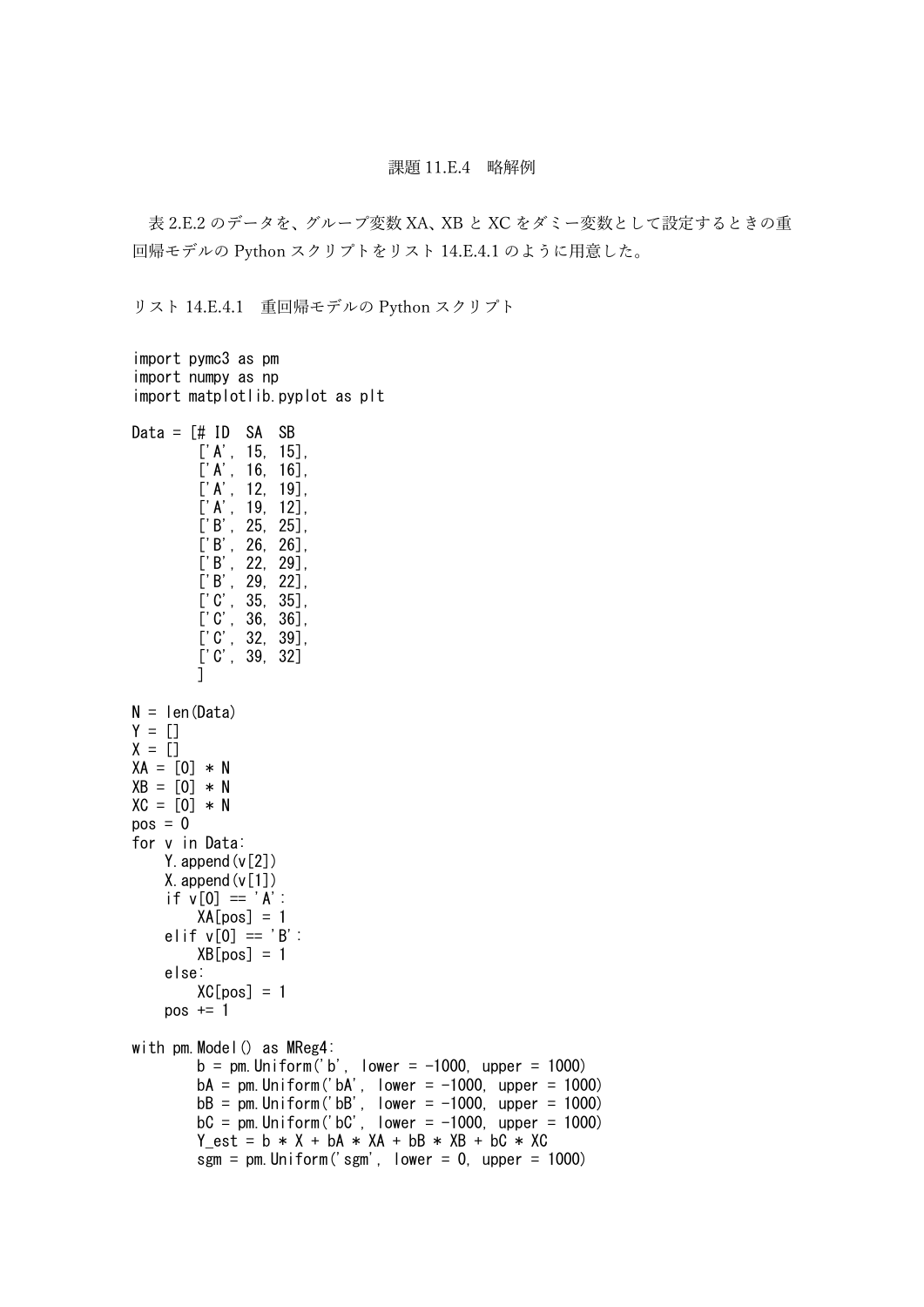課題 11.E.4　略解例

表 2.E.2 のデータを、グループ変数 XA、XB と XC をダミー変数として設定するときの重回帰モデルの Python スクリプトをリスト 14.E.4.1 のように用意した。

リスト 14.E.4.1　重回帰モデルの Python スクリプト

```
import pymc3 as pm
import numpy as np
import matplotlib.pyplot as plt

Data = [# ID  SA  SB
        ['A', 15, 15],
        ['A', 16, 16],
        ['A', 12, 19],
        ['A', 19, 12],
        ['B', 25, 25],
        ['B', 26, 26],
        ['B', 22, 29],
        ['B', 29, 22],
        ['C', 35, 35],
        ['C', 36, 36],
        ['C', 32, 39],
        ['C', 39, 32]
        ]

N = len(Data)
Y = []
X = []
XA = [0] * N
XB = [0] * N
XC = [0] * N
pos = 0
for v in Data:
    Y.append(v[2])
    X.append(v[1])
    if v[0] == 'A':
        XA[pos] = 1
    elif v[0] == 'B':
        XB[pos] = 1
    else:
        XC[pos] = 1
    pos += 1

with pm.Model() as MReg4:
        b = pm.Uniform('b', lower = -1000, upper = 1000)
        bA = pm.Uniform('bA', lower = -1000, upper = 1000)
        bB = pm.Uniform('bB', lower = -1000, upper = 1000)
        bC = pm.Uniform('bC', lower = -1000, upper = 1000)
        Y_est = b * X + bA * XA + bB * XB + bC * XC
        sgm = pm.Uniform('sgm', lower = 0, upper = 1000)
```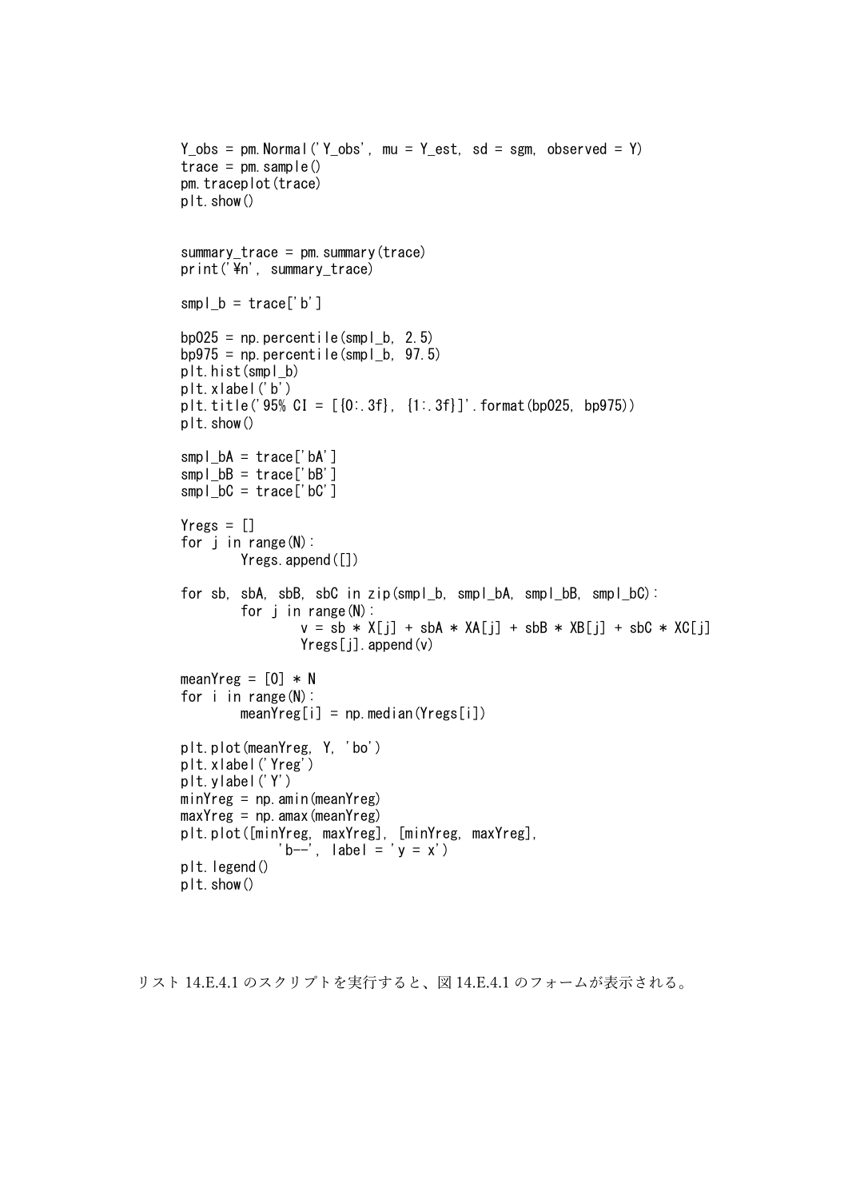```
Y_obs = pm.Normal('Y_obs', mu = Y_est, sd = sgm, observed = Y)
trace = pm.sample()
pm.traceplot(trace)
plt.show()


summary_trace = pm.summary(trace)
print('¥n', summary_trace)

smpl_b = trace['b']

bp025 = np.percentile(smpl_b, 2.5)
bp975 = np.percentile(smpl_b, 97.5)
plt.hist(smpl_b)
plt.xlabel('b')
plt.title('95% CI = [{0:.3f}, {1:.3f}]'.format(bp025, bp975))
plt.show()

smpl_bA = trace['bA']
smpl_bB = trace['bB']
smpl_bC = trace['bC']

Yregs = []
for j in range(N):
        Yregs.append([])

for sb, sbA, sbB, sbC in zip(smpl_b, smpl_bA, smpl_bB, smpl_bC):
        for j in range(N):
                v = sb * X[j] + sbA * XA[j] + sbB * XB[j] + sbC * XC[j]
                Yregs[j].append(v)

meanYreg = [0] * N
for i in range(N):
        meanYreg[i] = np.median(Yregs[i])

plt.plot(meanYreg, Y, 'bo')
plt.xlabel('Yreg')
plt.ylabel('Y')
minYreg = np.amin(meanYreg)
maxYreg = np.amax(meanYreg)
plt.plot([minYreg, maxYreg], [minYreg, maxYreg],
          'b--', label = 'y = x')
plt.legend()
plt.show()
```

リスト 14.E.4.1 のスクリプトを実行すると、図 14.E.4.1 のフォームが表示される。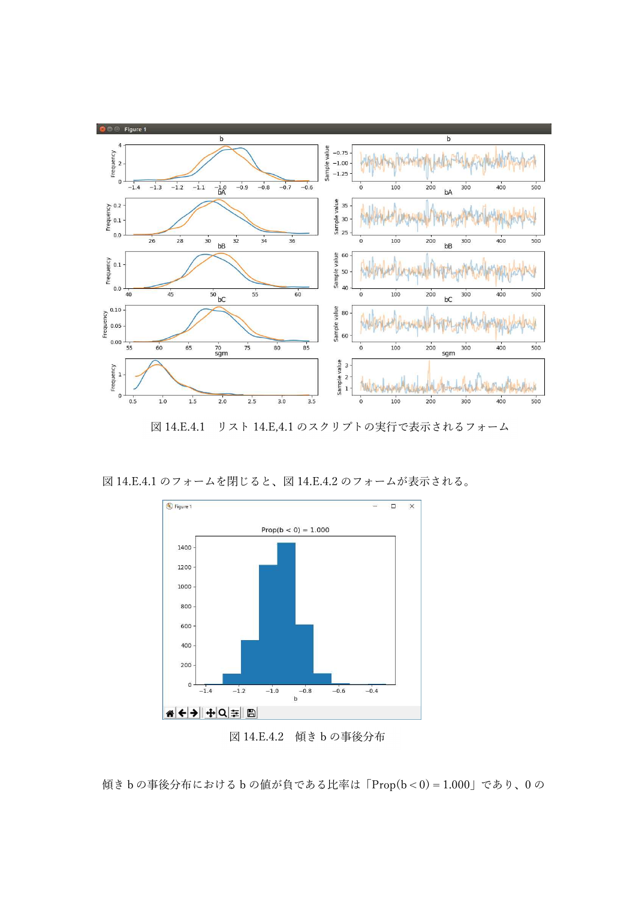図 14.E.4.1　リスト 14.E,4.1 のスクリプトの実行で表示されるフォーム

図 14.E.4.1 のフォームを閉じると、図 14.E.4.2 のフォームが表示される。

図 14.E.4.2　傾き b の事後分布

傾き b の事後分布における b の値が負である比率は「Prop(b < 0) = 1.000」であり、0 の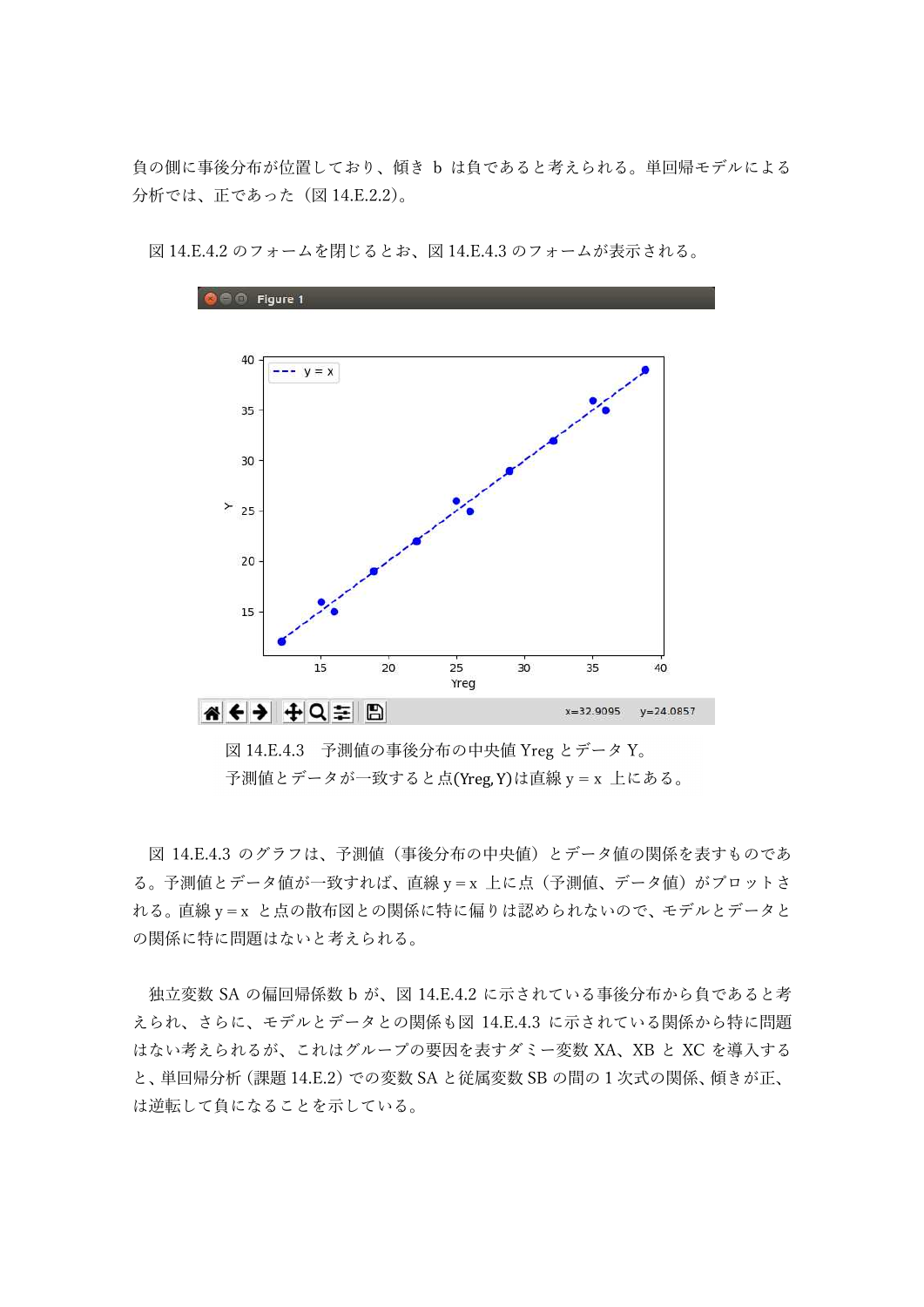負の側に事後分布が位置しており、傾き b は負であると考えられる。単回帰モデルによる分析では、正であった（図 14.E.2.2）。

図 14.E.4.2 のフォームを閉じるとお、図 14.E.4.3 のフォームが表示される。

Figure 1

y = x

40
35
30
25
20
15

Y

15 20 25 30 35 40

Yreg

x=32.9095 y=24.0857

図 14.E.4.3　予測値の事後分布の中央値 Yreg とデータ Y。
予測値とデータが一致すると点(Yreg, Y)は直線 y = x 上にある。

図 14.E.4.3 のグラフは、予測値（事後分布の中央値）とデータ値の関係を表すものである。予測値とデータ値が一致すれば、直線 y = x 上に点（予測値、データ値）がプロットされる。直線 y = x と点の散布図との関係に特に偏りは認められないので、モデルとデータとの関係に特に問題はないと考えられる。

独立変数 SA の偏回帰係数 b が、図 14.E.4.2 に示されている事後分布から負であると考えられ、さらに、モデルとデータとの関係も図 14.E.4.3 に示されている関係から特に問題はない考えられるが、これはグループの要因を表すダミー変数 XA、XB と XC を導入すると、単回帰分析（課題 14.E.2）での変数 SA と従属変数 SB の間の 1 次式の関係、傾きが正、は逆転して負になることを示している。